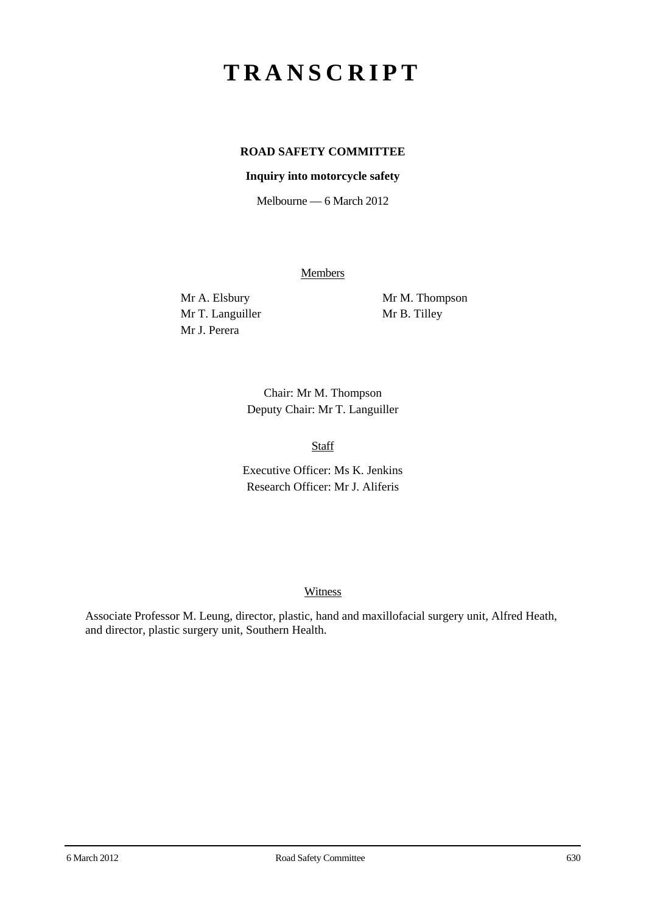# TRANSCRIPT

**ROAD SAFETY COMMITTEE**

**Inquiry into motorcycle safety**

Melbourne — 6 March 2012

Members

Mr A. Elsbury
Mr T. Languiller
Mr J. Perera
Mr M. Thompson
Mr B. Tilley

Chair: Mr M. Thompson
Deputy Chair: Mr T. Languiller

Staff

Executive Officer: Ms K. Jenkins
Research Officer: Mr J. Aliferis

Witness

Associate Professor M. Leung, director, plastic, hand and maxillofacial surgery unit, Alfred Health, and director, plastic surgery unit, Southern Health.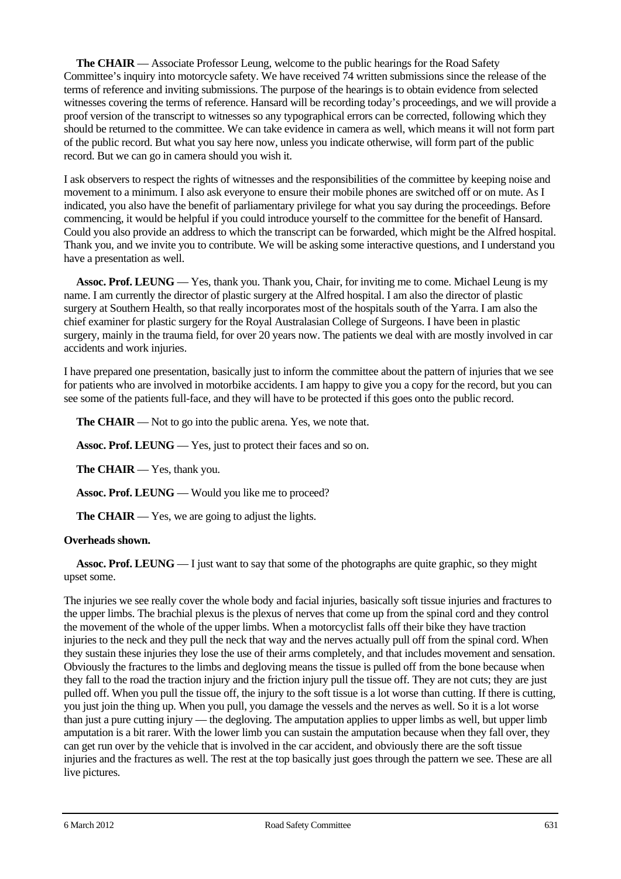**The CHAIR** — Associate Professor Leung, welcome to the public hearings for the Road Safety Committee's inquiry into motorcycle safety. We have received 74 written submissions since the release of the terms of reference and inviting submissions. The purpose of the hearings is to obtain evidence from selected witnesses covering the terms of reference. Hansard will be recording today's proceedings, and we will provide a proof version of the transcript to witnesses so any typographical errors can be corrected, following which they should be returned to the committee. We can take evidence in camera as well, which means it will not form part of the public record. But what you say here now, unless you indicate otherwise, will form part of the public record. But we can go in camera should you wish it.

I ask observers to respect the rights of witnesses and the responsibilities of the committee by keeping noise and movement to a minimum. I also ask everyone to ensure their mobile phones are switched off or on mute. As I indicated, you also have the benefit of parliamentary privilege for what you say during the proceedings. Before commencing, it would be helpful if you could introduce yourself to the committee for the benefit of Hansard. Could you also provide an address to which the transcript can be forwarded, which might be the Alfred hospital. Thank you, and we invite you to contribute. We will be asking some interactive questions, and I understand you have a presentation as well.

**Assoc. Prof. LEUNG** — Yes, thank you. Thank you, Chair, for inviting me to come. Michael Leung is my name. I am currently the director of plastic surgery at the Alfred hospital. I am also the director of plastic surgery at Southern Health, so that really incorporates most of the hospitals south of the Yarra. I am also the chief examiner for plastic surgery for the Royal Australasian College of Surgeons. I have been in plastic surgery, mainly in the trauma field, for over 20 years now. The patients we deal with are mostly involved in car accidents and work injuries.

I have prepared one presentation, basically just to inform the committee about the pattern of injuries that we see for patients who are involved in motorbike accidents. I am happy to give you a copy for the record, but you can see some of the patients full-face, and they will have to be protected if this goes onto the public record.

**The CHAIR** — Not to go into the public arena. Yes, we note that.

**Assoc. Prof. LEUNG** — Yes, just to protect their faces and so on.

**The CHAIR** — Yes, thank you.

**Assoc. Prof. LEUNG** — Would you like me to proceed?

**The CHAIR** — Yes, we are going to adjust the lights.

**Overheads shown.**

**Assoc. Prof. LEUNG** — I just want to say that some of the photographs are quite graphic, so they might upset some.

The injuries we see really cover the whole body and facial injuries, basically soft tissue injuries and fractures to the upper limbs. The brachial plexus is the plexus of nerves that come up from the spinal cord and they control the movement of the whole of the upper limbs. When a motorcyclist falls off their bike they have traction injuries to the neck and they pull the neck that way and the nerves actually pull off from the spinal cord. When they sustain these injuries they lose the use of their arms completely, and that includes movement and sensation. Obviously the fractures to the limbs and degloving means the tissue is pulled off from the bone because when they fall to the road the traction injury and the friction injury pull the tissue off. They are not cuts; they are just pulled off. When you pull the tissue off, the injury to the soft tissue is a lot worse than cutting. If there is cutting, you just join the thing up. When you pull, you damage the vessels and the nerves as well. So it is a lot worse than just a pure cutting injury — the degloving. The amputation applies to upper limbs as well, but upper limb amputation is a bit rarer. With the lower limb you can sustain the amputation because when they fall over, they can get run over by the vehicle that is involved in the car accident, and obviously there are the soft tissue injuries and the fractures as well. The rest at the top basically just goes through the pattern we see. These are all live pictures.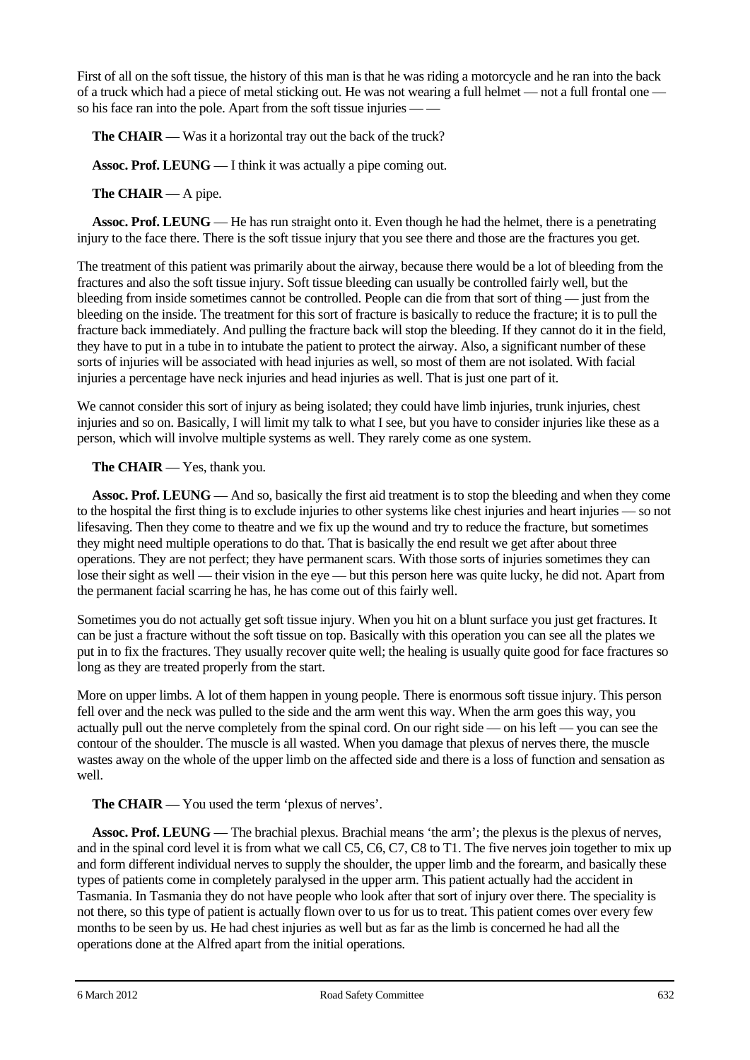First of all on the soft tissue, the history of this man is that he was riding a motorcycle and he ran into the back of a truck which had a piece of metal sticking out. He was not wearing a full helmet — not a full frontal one — so his face ran into the pole. Apart from the soft tissue injuries — —

**The CHAIR** — Was it a horizontal tray out the back of the truck?

**Assoc. Prof. LEUNG** — I think it was actually a pipe coming out.

**The CHAIR** — A pipe.

**Assoc. Prof. LEUNG** — He has run straight onto it. Even though he had the helmet, there is a penetrating injury to the face there. There is the soft tissue injury that you see there and those are the fractures you get.

The treatment of this patient was primarily about the airway, because there would be a lot of bleeding from the fractures and also the soft tissue injury. Soft tissue bleeding can usually be controlled fairly well, but the bleeding from inside sometimes cannot be controlled. People can die from that sort of thing — just from the bleeding on the inside. The treatment for this sort of fracture is basically to reduce the fracture; it is to pull the fracture back immediately. And pulling the fracture back will stop the bleeding. If they cannot do it in the field, they have to put in a tube in to intubate the patient to protect the airway. Also, a significant number of these sorts of injuries will be associated with head injuries as well, so most of them are not isolated. With facial injuries a percentage have neck injuries and head injuries as well. That is just one part of it.

We cannot consider this sort of injury as being isolated; they could have limb injuries, trunk injuries, chest injuries and so on. Basically, I will limit my talk to what I see, but you have to consider injuries like these as a person, which will involve multiple systems as well. They rarely come as one system.

**The CHAIR** — Yes, thank you.

**Assoc. Prof. LEUNG** — And so, basically the first aid treatment is to stop the bleeding and when they come to the hospital the first thing is to exclude injuries to other systems like chest injuries and heart injuries — so not lifesaving. Then they come to theatre and we fix up the wound and try to reduce the fracture, but sometimes they might need multiple operations to do that. That is basically the end result we get after about three operations. They are not perfect; they have permanent scars. With those sorts of injuries sometimes they can lose their sight as well — their vision in the eye — but this person here was quite lucky, he did not. Apart from the permanent facial scarring he has, he has come out of this fairly well.

Sometimes you do not actually get soft tissue injury. When you hit on a blunt surface you just get fractures. It can be just a fracture without the soft tissue on top. Basically with this operation you can see all the plates we put in to fix the fractures. They usually recover quite well; the healing is usually quite good for face fractures so long as they are treated properly from the start.

More on upper limbs. A lot of them happen in young people. There is enormous soft tissue injury. This person fell over and the neck was pulled to the side and the arm went this way. When the arm goes this way, you actually pull out the nerve completely from the spinal cord. On our right side — on his left — you can see the contour of the shoulder. The muscle is all wasted. When you damage that plexus of nerves there, the muscle wastes away on the whole of the upper limb on the affected side and there is a loss of function and sensation as well.

**The CHAIR** — You used the term 'plexus of nerves'.

**Assoc. Prof. LEUNG** — The brachial plexus. Brachial means 'the arm'; the plexus is the plexus of nerves, and in the spinal cord level it is from what we call C5, C6, C7, C8 to T1. The five nerves join together to mix up and form different individual nerves to supply the shoulder, the upper limb and the forearm, and basically these types of patients come in completely paralysed in the upper arm. This patient actually had the accident in Tasmania. In Tasmania they do not have people who look after that sort of injury over there. The speciality is not there, so this type of patient is actually flown over to us for us to treat. This patient comes over every few months to be seen by us. He had chest injuries as well but as far as the limb is concerned he had all the operations done at the Alfred apart from the initial operations.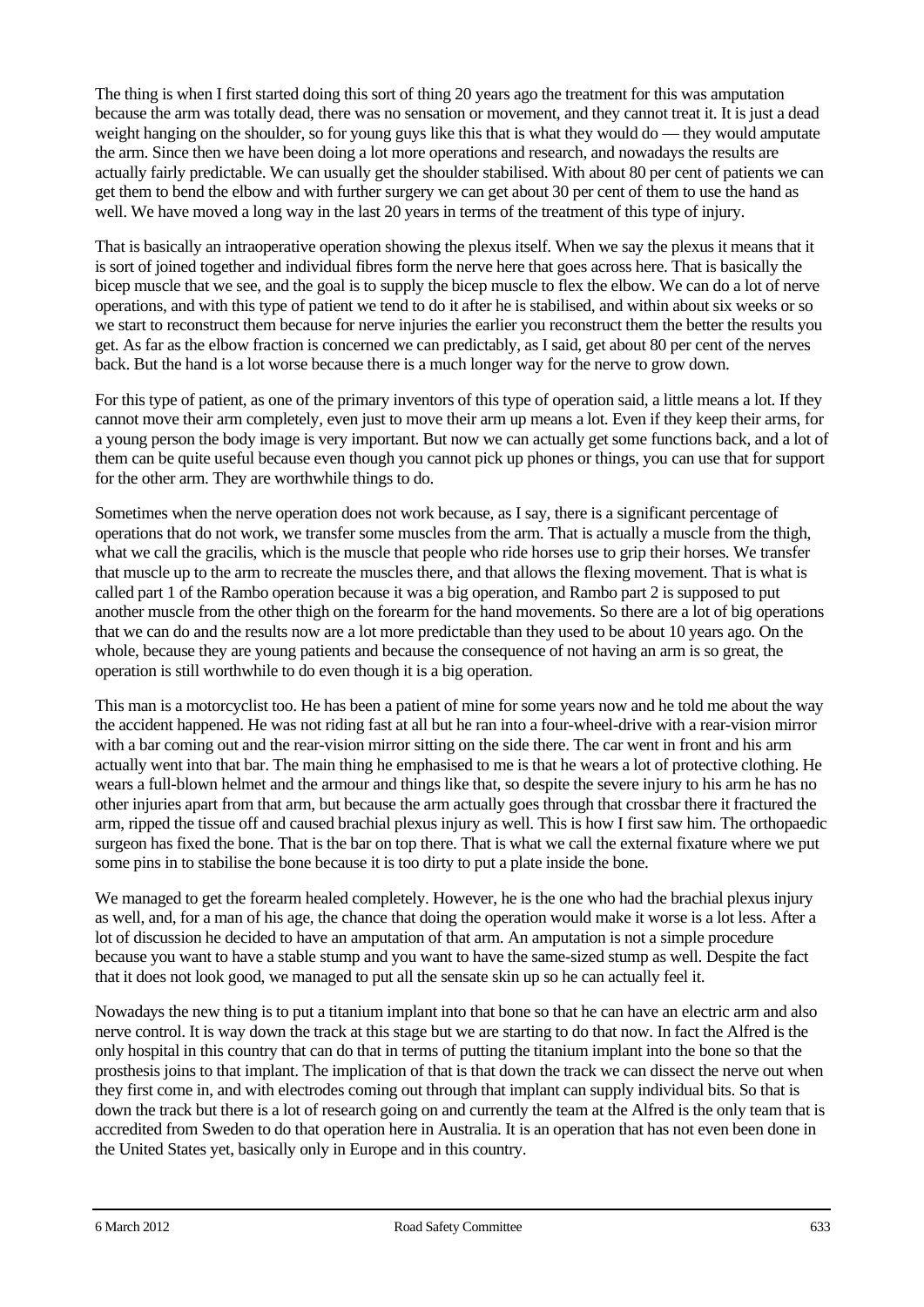The thing is when I first started doing this sort of thing 20 years ago the treatment for this was amputation because the arm was totally dead, there was no sensation or movement, and they cannot treat it. It is just a dead weight hanging on the shoulder, so for young guys like this that is what they would do — they would amputate the arm. Since then we have been doing a lot more operations and research, and nowadays the results are actually fairly predictable. We can usually get the shoulder stabilised. With about 80 per cent of patients we can get them to bend the elbow and with further surgery we can get about 30 per cent of them to use the hand as well. We have moved a long way in the last 20 years in terms of the treatment of this type of injury.

That is basically an intraoperative operation showing the plexus itself. When we say the plexus it means that it is sort of joined together and individual fibres form the nerve here that goes across here. That is basically the bicep muscle that we see, and the goal is to supply the bicep muscle to flex the elbow. We can do a lot of nerve operations, and with this type of patient we tend to do it after he is stabilised, and within about six weeks or so we start to reconstruct them because for nerve injuries the earlier you reconstruct them the better the results you get. As far as the elbow fraction is concerned we can predictably, as I said, get about 80 per cent of the nerves back. But the hand is a lot worse because there is a much longer way for the nerve to grow down.

For this type of patient, as one of the primary inventors of this type of operation said, a little means a lot. If they cannot move their arm completely, even just to move their arm up means a lot. Even if they keep their arms, for a young person the body image is very important. But now we can actually get some functions back, and a lot of them can be quite useful because even though you cannot pick up phones or things, you can use that for support for the other arm. They are worthwhile things to do.

Sometimes when the nerve operation does not work because, as I say, there is a significant percentage of operations that do not work, we transfer some muscles from the arm. That is actually a muscle from the thigh, what we call the gracilis, which is the muscle that people who ride horses use to grip their horses. We transfer that muscle up to the arm to recreate the muscles there, and that allows the flexing movement. That is what is called part 1 of the Rambo operation because it was a big operation, and Rambo part 2 is supposed to put another muscle from the other thigh on the forearm for the hand movements. So there are a lot of big operations that we can do and the results now are a lot more predictable than they used to be about 10 years ago. On the whole, because they are young patients and because the consequence of not having an arm is so great, the operation is still worthwhile to do even though it is a big operation.

This man is a motorcyclist too. He has been a patient of mine for some years now and he told me about the way the accident happened. He was not riding fast at all but he ran into a four-wheel-drive with a rear-vision mirror with a bar coming out and the rear-vision mirror sitting on the side there. The car went in front and his arm actually went into that bar. The main thing he emphasised to me is that he wears a lot of protective clothing. He wears a full-blown helmet and the armour and things like that, so despite the severe injury to his arm he has no other injuries apart from that arm, but because the arm actually goes through that crossbar there it fractured the arm, ripped the tissue off and caused brachial plexus injury as well. This is how I first saw him. The orthopaedic surgeon has fixed the bone. That is the bar on top there. That is what we call the external fixature where we put some pins in to stabilise the bone because it is too dirty to put a plate inside the bone.

We managed to get the forearm healed completely. However, he is the one who had the brachial plexus injury as well, and, for a man of his age, the chance that doing the operation would make it worse is a lot less. After a lot of discussion he decided to have an amputation of that arm. An amputation is not a simple procedure because you want to have a stable stump and you want to have the same-sized stump as well. Despite the fact that it does not look good, we managed to put all the sensate skin up so he can actually feel it.

Nowadays the new thing is to put a titanium implant into that bone so that he can have an electric arm and also nerve control. It is way down the track at this stage but we are starting to do that now. In fact the Alfred is the only hospital in this country that can do that in terms of putting the titanium implant into the bone so that the prosthesis joins to that implant. The implication of that is that down the track we can dissect the nerve out when they first come in, and with electrodes coming out through that implant can supply individual bits. So that is down the track but there is a lot of research going on and currently the team at the Alfred is the only team that is accredited from Sweden to do that operation here in Australia. It is an operation that has not even been done in the United States yet, basically only in Europe and in this country.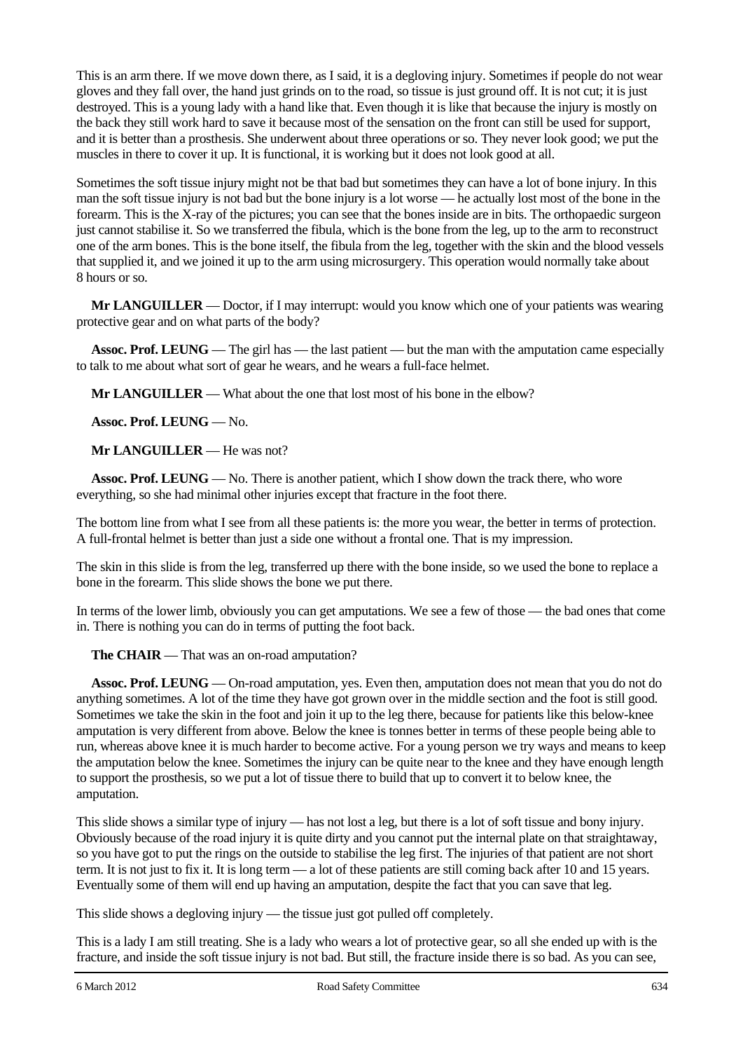This is an arm there. If we move down there, as I said, it is a degloving injury. Sometimes if people do not wear gloves and they fall over, the hand just grinds on to the road, so tissue is just ground off. It is not cut; it is just destroyed. This is a young lady with a hand like that. Even though it is like that because the injury is mostly on the back they still work hard to save it because most of the sensation on the front can still be used for support, and it is better than a prosthesis. She underwent about three operations or so. They never look good; we put the muscles in there to cover it up. It is functional, it is working but it does not look good at all.

Sometimes the soft tissue injury might not be that bad but sometimes they can have a lot of bone injury. In this man the soft tissue injury is not bad but the bone injury is a lot worse — he actually lost most of the bone in the forearm. This is the X-ray of the pictures; you can see that the bones inside are in bits. The orthopaedic surgeon just cannot stabilise it. So we transferred the fibula, which is the bone from the leg, up to the arm to reconstruct one of the arm bones. This is the bone itself, the fibula from the leg, together with the skin and the blood vessels that supplied it, and we joined it up to the arm using microsurgery. This operation would normally take about 8 hours or so.

**Mr LANGUILLER** — Doctor, if I may interrupt: would you know which one of your patients was wearing protective gear and on what parts of the body?

**Assoc. Prof. LEUNG** — The girl has — the last patient — but the man with the amputation came especially to talk to me about what sort of gear he wears, and he wears a full-face helmet.

**Mr LANGUILLER** — What about the one that lost most of his bone in the elbow?

**Assoc. Prof. LEUNG** — No.

**Mr LANGUILLER** — He was not?

**Assoc. Prof. LEUNG** — No. There is another patient, which I show down the track there, who wore everything, so she had minimal other injuries except that fracture in the foot there.

The bottom line from what I see from all these patients is: the more you wear, the better in terms of protection. A full-frontal helmet is better than just a side one without a frontal one. That is my impression.

The skin in this slide is from the leg, transferred up there with the bone inside, so we used the bone to replace a bone in the forearm. This slide shows the bone we put there.

In terms of the lower limb, obviously you can get amputations. We see a few of those — the bad ones that come in. There is nothing you can do in terms of putting the foot back.

**The CHAIR** — That was an on-road amputation?

**Assoc. Prof. LEUNG** — On-road amputation, yes. Even then, amputation does not mean that you do not do anything sometimes. A lot of the time they have got grown over in the middle section and the foot is still good. Sometimes we take the skin in the foot and join it up to the leg there, because for patients like this below-knee amputation is very different from above. Below the knee is tonnes better in terms of these people being able to run, whereas above knee it is much harder to become active. For a young person we try ways and means to keep the amputation below the knee. Sometimes the injury can be quite near to the knee and they have enough length to support the prosthesis, so we put a lot of tissue there to build that up to convert it to below knee, the amputation.

This slide shows a similar type of injury — has not lost a leg, but there is a lot of soft tissue and bony injury. Obviously because of the road injury it is quite dirty and you cannot put the internal plate on that straightaway, so you have got to put the rings on the outside to stabilise the leg first. The injuries of that patient are not short term. It is not just to fix it. It is long term — a lot of these patients are still coming back after 10 and 15 years. Eventually some of them will end up having an amputation, despite the fact that you can save that leg.

This slide shows a degloving injury — the tissue just got pulled off completely.

This is a lady I am still treating. She is a lady who wears a lot of protective gear, so all she ended up with is the fracture, and inside the soft tissue injury is not bad. But still, the fracture inside there is so bad. As you can see,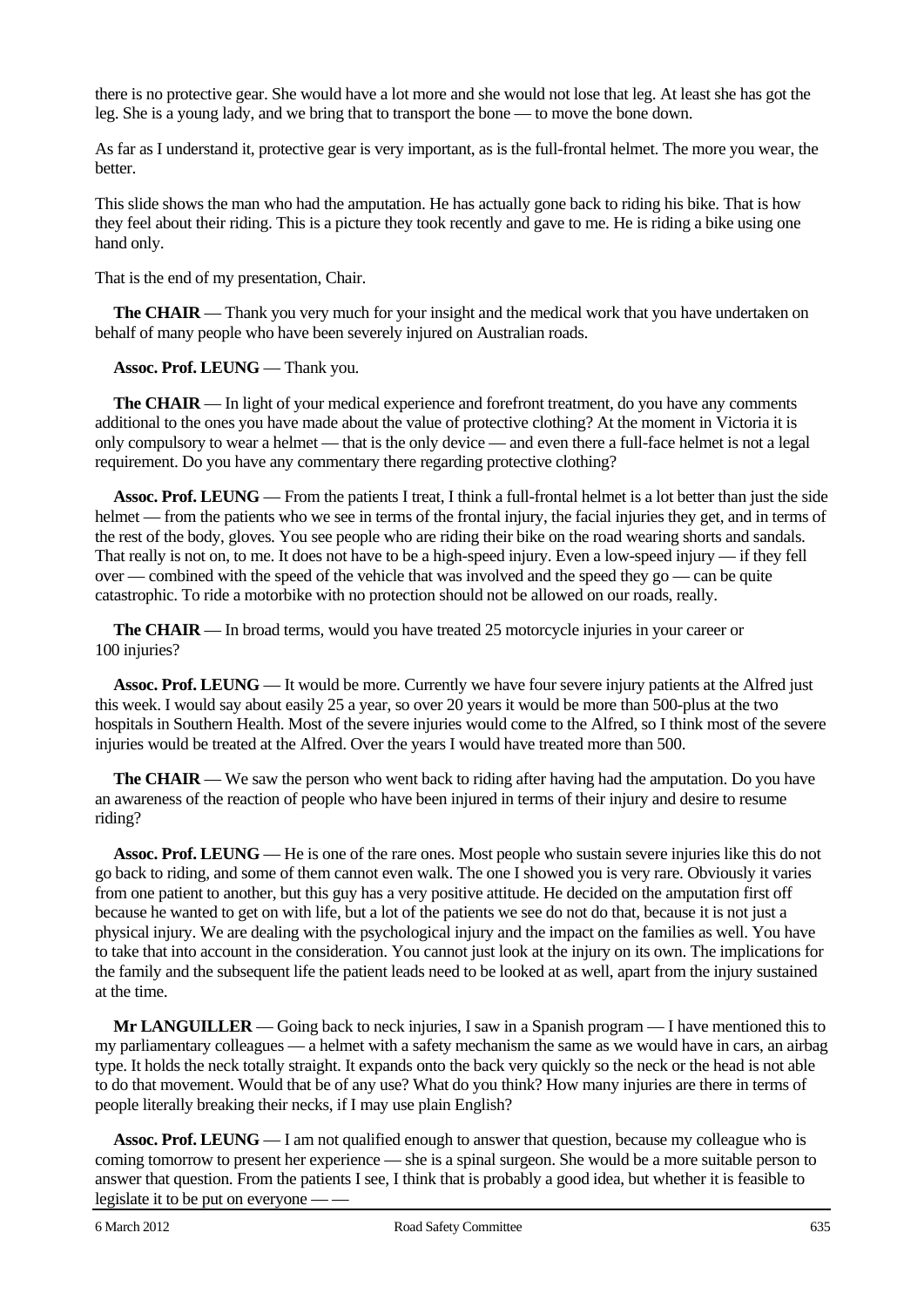there is no protective gear. She would have a lot more and she would not lose that leg. At least she has got the leg. She is a young lady, and we bring that to transport the bone — to move the bone down.

As far as I understand it, protective gear is very important, as is the full-frontal helmet. The more you wear, the better.

This slide shows the man who had the amputation. He has actually gone back to riding his bike. That is how they feel about their riding. This is a picture they took recently and gave to me. He is riding a bike using one hand only.

That is the end of my presentation, Chair.

**The CHAIR** — Thank you very much for your insight and the medical work that you have undertaken on behalf of many people who have been severely injured on Australian roads.

**Assoc. Prof. LEUNG** — Thank you.

**The CHAIR** — In light of your medical experience and forefront treatment, do you have any comments additional to the ones you have made about the value of protective clothing? At the moment in Victoria it is only compulsory to wear a helmet — that is the only device — and even there a full-face helmet is not a legal requirement. Do you have any commentary there regarding protective clothing?

**Assoc. Prof. LEUNG** — From the patients I treat, I think a full-frontal helmet is a lot better than just the side helmet — from the patients who we see in terms of the frontal injury, the facial injuries they get, and in terms of the rest of the body, gloves. You see people who are riding their bike on the road wearing shorts and sandals. That really is not on, to me. It does not have to be a high-speed injury. Even a low-speed injury — if they fell over — combined with the speed of the vehicle that was involved and the speed they go — can be quite catastrophic. To ride a motorbike with no protection should not be allowed on our roads, really.

**The CHAIR** — In broad terms, would you have treated 25 motorcycle injuries in your career or 100 injuries?

**Assoc. Prof. LEUNG** — It would be more. Currently we have four severe injury patients at the Alfred just this week. I would say about easily 25 a year, so over 20 years it would be more than 500-plus at the two hospitals in Southern Health. Most of the severe injuries would come to the Alfred, so I think most of the severe injuries would be treated at the Alfred. Over the years I would have treated more than 500.

**The CHAIR** — We saw the person who went back to riding after having had the amputation. Do you have an awareness of the reaction of people who have been injured in terms of their injury and desire to resume riding?

**Assoc. Prof. LEUNG** — He is one of the rare ones. Most people who sustain severe injuries like this do not go back to riding, and some of them cannot even walk. The one I showed you is very rare. Obviously it varies from one patient to another, but this guy has a very positive attitude. He decided on the amputation first off because he wanted to get on with life, but a lot of the patients we see do not do that, because it is not just a physical injury. We are dealing with the psychological injury and the impact on the families as well. You have to take that into account in the consideration. You cannot just look at the injury on its own. The implications for the family and the subsequent life the patient leads need to be looked at as well, apart from the injury sustained at the time.

**Mr LANGUILLER** — Going back to neck injuries, I saw in a Spanish program — I have mentioned this to my parliamentary colleagues — a helmet with a safety mechanism the same as we would have in cars, an airbag type. It holds the neck totally straight. It expands onto the back very quickly so the neck or the head is not able to do that movement. Would that be of any use? What do you think? How many injuries are there in terms of people literally breaking their necks, if I may use plain English?

**Assoc. Prof. LEUNG** — I am not qualified enough to answer that question, because my colleague who is coming tomorrow to present her experience — she is a spinal surgeon. She would be a more suitable person to answer that question. From the patients I see, I think that is probably a good idea, but whether it is feasible to legislate it to be put on everyone — —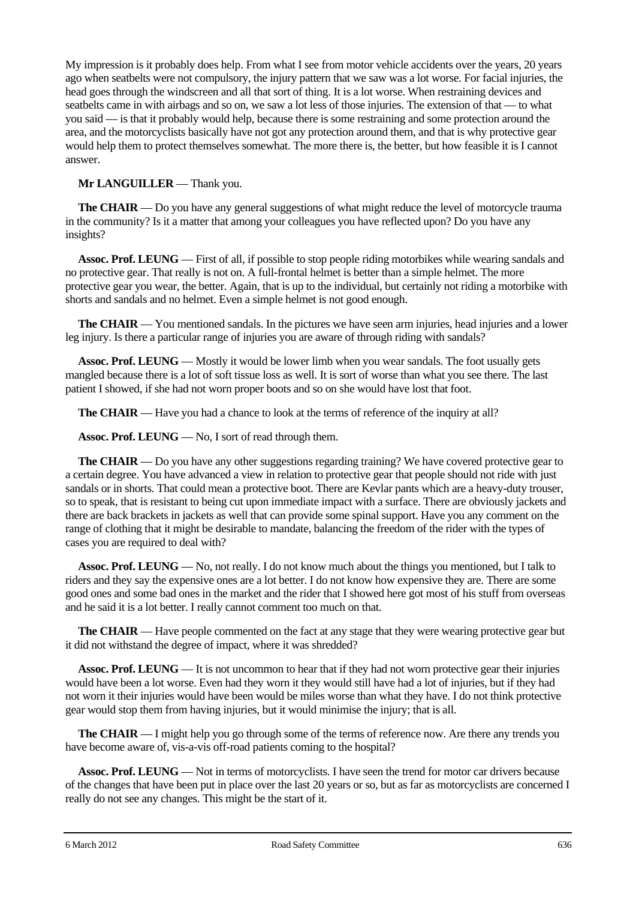My impression is it probably does help. From what I see from motor vehicle accidents over the years, 20 years ago when seatbelts were not compulsory, the injury pattern that we saw was a lot worse. For facial injuries, the head goes through the windscreen and all that sort of thing. It is a lot worse. When restraining devices and seatbelts came in with airbags and so on, we saw a lot less of those injuries. The extension of that — to what you said — is that it probably would help, because there is some restraining and some protection around the area, and the motorcyclists basically have not got any protection around them, and that is why protective gear would help them to protect themselves somewhat. The more there is, the better, but how feasible it is I cannot answer.

**Mr LANGUILLER** — Thank you.

**The CHAIR** — Do you have any general suggestions of what might reduce the level of motorcycle trauma in the community? Is it a matter that among your colleagues you have reflected upon? Do you have any insights?

**Assoc. Prof. LEUNG** — First of all, if possible to stop people riding motorbikes while wearing sandals and no protective gear. That really is not on. A full-frontal helmet is better than a simple helmet. The more protective gear you wear, the better. Again, that is up to the individual, but certainly not riding a motorbike with shorts and sandals and no helmet. Even a simple helmet is not good enough.

**The CHAIR** — You mentioned sandals. In the pictures we have seen arm injuries, head injuries and a lower leg injury. Is there a particular range of injuries you are aware of through riding with sandals?

**Assoc. Prof. LEUNG** — Mostly it would be lower limb when you wear sandals. The foot usually gets mangled because there is a lot of soft tissue loss as well. It is sort of worse than what you see there. The last patient I showed, if she had not worn proper boots and so on she would have lost that foot.

**The CHAIR** — Have you had a chance to look at the terms of reference of the inquiry at all?

**Assoc. Prof. LEUNG** — No, I sort of read through them.

**The CHAIR** — Do you have any other suggestions regarding training? We have covered protective gear to a certain degree. You have advanced a view in relation to protective gear that people should not ride with just sandals or in shorts. That could mean a protective boot. There are Kevlar pants which are a heavy-duty trouser, so to speak, that is resistant to being cut upon immediate impact with a surface. There are obviously jackets and there are back brackets in jackets as well that can provide some spinal support. Have you any comment on the range of clothing that it might be desirable to mandate, balancing the freedom of the rider with the types of cases you are required to deal with?

**Assoc. Prof. LEUNG** — No, not really. I do not know much about the things you mentioned, but I talk to riders and they say the expensive ones are a lot better. I do not know how expensive they are. There are some good ones and some bad ones in the market and the rider that I showed here got most of his stuff from overseas and he said it is a lot better. I really cannot comment too much on that.

**The CHAIR** — Have people commented on the fact at any stage that they were wearing protective gear but it did not withstand the degree of impact, where it was shredded?

**Assoc. Prof. LEUNG** — It is not uncommon to hear that if they had not worn protective gear their injuries would have been a lot worse. Even had they worn it they would still have had a lot of injuries, but if they had not worn it their injuries would have been would be miles worse than what they have. I do not think protective gear would stop them from having injuries, but it would minimise the injury; that is all.

**The CHAIR** — I might help you go through some of the terms of reference now. Are there any trends you have become aware of, vis-a-vis off-road patients coming to the hospital?

**Assoc. Prof. LEUNG** — Not in terms of motorcyclists. I have seen the trend for motor car drivers because of the changes that have been put in place over the last 20 years or so, but as far as motorcyclists are concerned I really do not see any changes. This might be the start of it.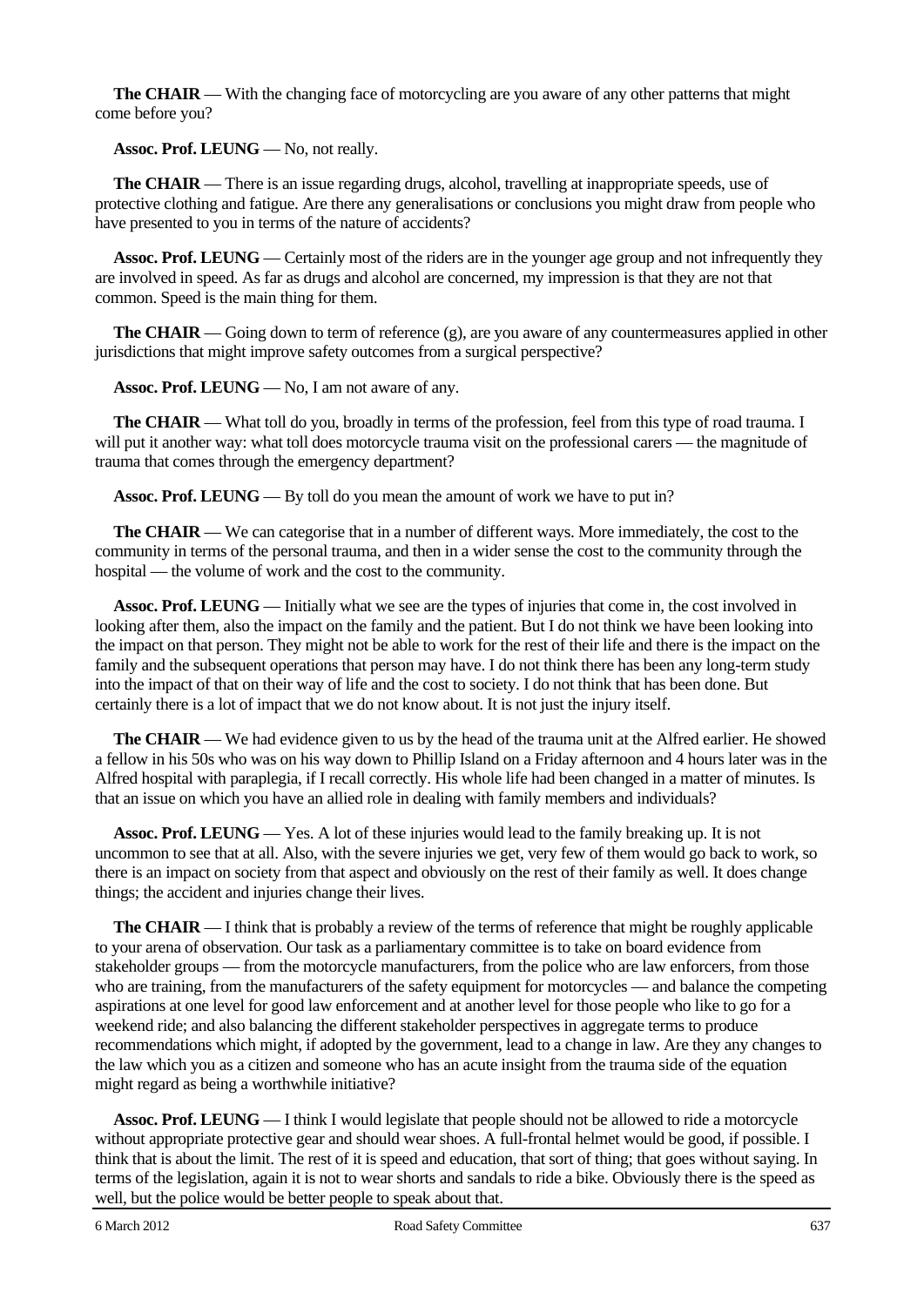**The CHAIR** — With the changing face of motorcycling are you aware of any other patterns that might come before you?

**Assoc. Prof. LEUNG** — No, not really.

**The CHAIR** — There is an issue regarding drugs, alcohol, travelling at inappropriate speeds, use of protective clothing and fatigue. Are there any generalisations or conclusions you might draw from people who have presented to you in terms of the nature of accidents?

**Assoc. Prof. LEUNG** — Certainly most of the riders are in the younger age group and not infrequently they are involved in speed. As far as drugs and alcohol are concerned, my impression is that they are not that common. Speed is the main thing for them.

**The CHAIR** — Going down to term of reference (g), are you aware of any countermeasures applied in other jurisdictions that might improve safety outcomes from a surgical perspective?

**Assoc. Prof. LEUNG** — No, I am not aware of any.

**The CHAIR** — What toll do you, broadly in terms of the profession, feel from this type of road trauma. I will put it another way: what toll does motorcycle trauma visit on the professional carers — the magnitude of trauma that comes through the emergency department?

**Assoc. Prof. LEUNG** — By toll do you mean the amount of work we have to put in?

**The CHAIR** — We can categorise that in a number of different ways. More immediately, the cost to the community in terms of the personal trauma, and then in a wider sense the cost to the community through the hospital — the volume of work and the cost to the community.

**Assoc. Prof. LEUNG** — Initially what we see are the types of injuries that come in, the cost involved in looking after them, also the impact on the family and the patient. But I do not think we have been looking into the impact on that person. They might not be able to work for the rest of their life and there is the impact on the family and the subsequent operations that person may have. I do not think there has been any long-term study into the impact of that on their way of life and the cost to society. I do not think that has been done. But certainly there is a lot of impact that we do not know about. It is not just the injury itself.

**The CHAIR** — We had evidence given to us by the head of the trauma unit at the Alfred earlier. He showed a fellow in his 50s who was on his way down to Phillip Island on a Friday afternoon and 4 hours later was in the Alfred hospital with paraplegia, if I recall correctly. His whole life had been changed in a matter of minutes. Is that an issue on which you have an allied role in dealing with family members and individuals?

**Assoc. Prof. LEUNG** — Yes. A lot of these injuries would lead to the family breaking up. It is not uncommon to see that at all. Also, with the severe injuries we get, very few of them would go back to work, so there is an impact on society from that aspect and obviously on the rest of their family as well. It does change things; the accident and injuries change their lives.

**The CHAIR** — I think that is probably a review of the terms of reference that might be roughly applicable to your arena of observation. Our task as a parliamentary committee is to take on board evidence from stakeholder groups — from the motorcycle manufacturers, from the police who are law enforcers, from those who are training, from the manufacturers of the safety equipment for motorcycles — and balance the competing aspirations at one level for good law enforcement and at another level for those people who like to go for a weekend ride; and also balancing the different stakeholder perspectives in aggregate terms to produce recommendations which might, if adopted by the government, lead to a change in law. Are they any changes to the law which you as a citizen and someone who has an acute insight from the trauma side of the equation might regard as being a worthwhile initiative?

**Assoc. Prof. LEUNG** — I think I would legislate that people should not be allowed to ride a motorcycle without appropriate protective gear and should wear shoes. A full-frontal helmet would be good, if possible. I think that is about the limit. The rest of it is speed and education, that sort of thing; that goes without saying. In terms of the legislation, again it is not to wear shorts and sandals to ride a bike. Obviously there is the speed as well, but the police would be better people to speak about that.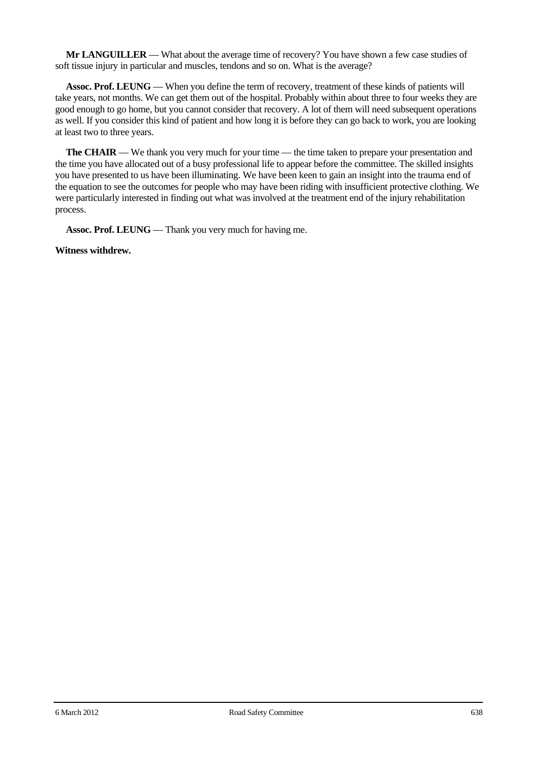**Mr LANGUILLER** — What about the average time of recovery? You have shown a few case studies of soft tissue injury in particular and muscles, tendons and so on. What is the average?

**Assoc. Prof. LEUNG** — When you define the term of recovery, treatment of these kinds of patients will take years, not months. We can get them out of the hospital. Probably within about three to four weeks they are good enough to go home, but you cannot consider that recovery. A lot of them will need subsequent operations as well. If you consider this kind of patient and how long it is before they can go back to work, you are looking at least two to three years.

**The CHAIR** — We thank you very much for your time — the time taken to prepare your presentation and the time you have allocated out of a busy professional life to appear before the committee. The skilled insights you have presented to us have been illuminating. We have been keen to gain an insight into the trauma end of the equation to see the outcomes for people who may have been riding with insufficient protective clothing. We were particularly interested in finding out what was involved at the treatment end of the injury rehabilitation process.

**Assoc. Prof. LEUNG** — Thank you very much for having me.

**Witness withdrew.**